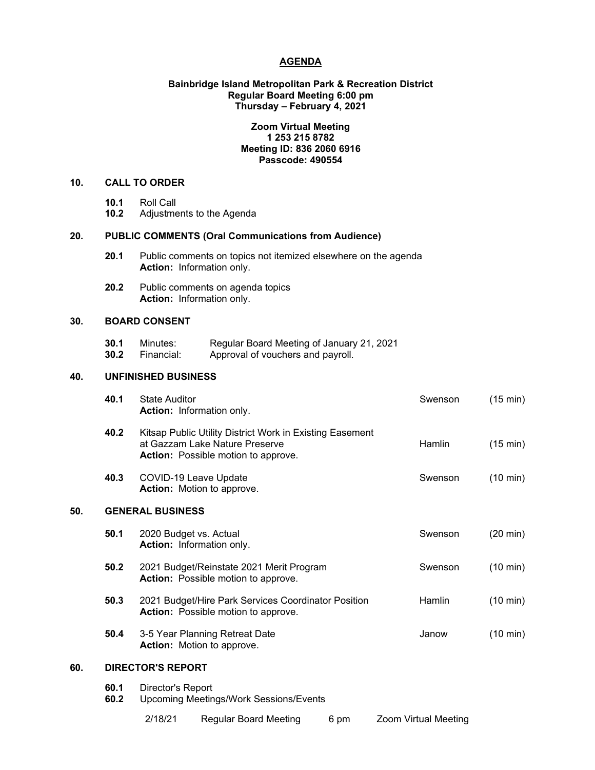# AGENDA

**Bainbridge Island Metropolitan Park & Recreation District**
**Regular Board Meeting 6:00 pm**
**Thursday – February 4, 2021**

**Zoom Virtual Meeting**
**1 253 215 8782**
**Meeting ID: 836 2060 6916**
**Passcode: 490554**

## 10. CALL TO ORDER

**10.1** Roll Call
**10.2** Adjustments to the Agenda

## 20. PUBLIC COMMENTS (Oral Communications from Audience)

**20.1** Public comments on topics not itemized elsewhere on the agenda
**Action:** Information only.

**20.2** Public comments on agenda topics
**Action:** Information only.

## 30. BOARD CONSENT

**30.1** Minutes: Regular Board Meeting of January 21, 2021
**30.2** Financial: Approval of vouchers and payroll.

## 40. UNFINISHED BUSINESS

| | | | |
|---|---|---|---|
| **40.1** | State Auditor<br>**Action:** Information only. | Swenson | (15 min) |
| **40.2** | Kitsap Public Utility District Work in Existing Easement at Gazzam Lake Nature Preserve<br>**Action:** Possible motion to approve. | Hamlin | (15 min) |
| **40.3** | COVID-19 Leave Update<br>**Action:** Motion to approve. | Swenson | (10 min) |

## 50. GENERAL BUSINESS

| | | | |
|---|---|---|---|
| **50.1** | 2020 Budget vs. Actual<br>**Action:** Information only. | Swenson | (20 min) |
| **50.2** | 2021 Budget/Reinstate 2021 Merit Program<br>**Action:** Possible motion to approve. | Swenson | (10 min) |
| **50.3** | 2021 Budget/Hire Park Services Coordinator Position<br>**Action:** Possible motion to approve. | Hamlin | (10 min) |
| **50.4** | 3-5 Year Planning Retreat Date<br>**Action:** Motion to approve. | Janow | (10 min) |

## 60. DIRECTOR'S REPORT

**60.1** Director's Report
**60.2** Upcoming Meetings/Work Sessions/Events

| | | | |
|---|---|---|---|
| 2/18/21 | Regular Board Meeting | 6 pm | Zoom Virtual Meeting |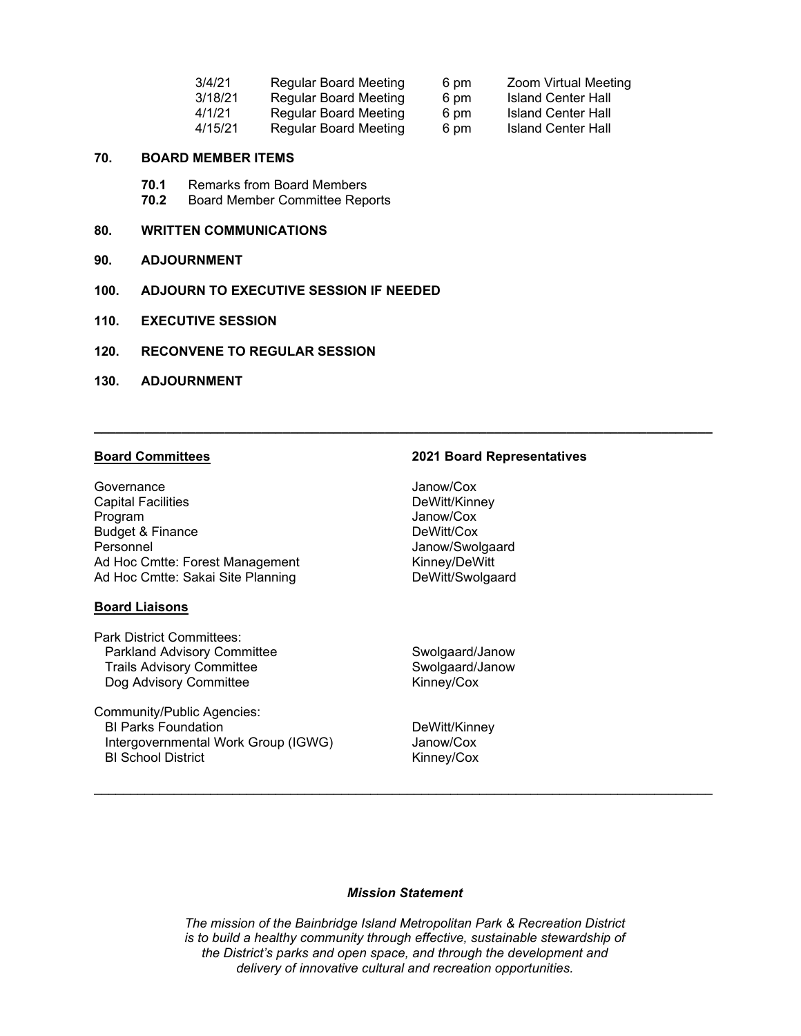| | | | |
|---|---|---|---|
| 3/4/21 | Regular Board Meeting | 6 pm | Zoom Virtual Meeting |
| 3/18/21 | Regular Board Meeting | 6 pm | Island Center Hall |
| 4/1/21 | Regular Board Meeting | 6 pm | Island Center Hall |
| 4/15/21 | Regular Board Meeting | 6 pm | Island Center Hall |

**70. BOARD MEMBER ITEMS**

- **70.1** Remarks from Board Members
- **70.2** Board Member Committee Reports

**80. WRITTEN COMMUNICATIONS**

**90. ADJOURNMENT**

**100. ADJOURN TO EXECUTIVE SESSION IF NEEDED**

**110. EXECUTIVE SESSION**

**120. RECONVENE TO REGULAR SESSION**

**130. ADJOURNMENT**

---

| **Board Committees** | **2021 Board Representatives** |
|---|---|
| Governance | Janow/Cox |
| Capital Facilities | DeWitt/Kinney |
| Program | Janow/Cox |
| Budget & Finance | DeWitt/Cox |
| Personnel | Janow/Swolgaard |
| Ad Hoc Cmtte: Forest Management | Kinney/DeWitt |
| Ad Hoc Cmtte: Sakai Site Planning | DeWitt/Swolgaard |

**Board Liaisons**

| | |
|---|---|
| Park District Committees: | |
| Parkland Advisory Committee | Swolgaard/Janow |
| Trails Advisory Committee | Swolgaard/Janow |
| Dog Advisory Committee | Kinney/Cox |
| Community/Public Agencies: | |
| BI Parks Foundation | DeWitt/Kinney |
| Intergovernmental Work Group (IGWG) | Janow/Cox |
| BI School District | Kinney/Cox |

---

***Mission Statement***

*The mission of the Bainbridge Island Metropolitan Park & Recreation District is to build a healthy community through effective, sustainable stewardship of the District's parks and open space, and through the development and delivery of innovative cultural and recreation opportunities.*